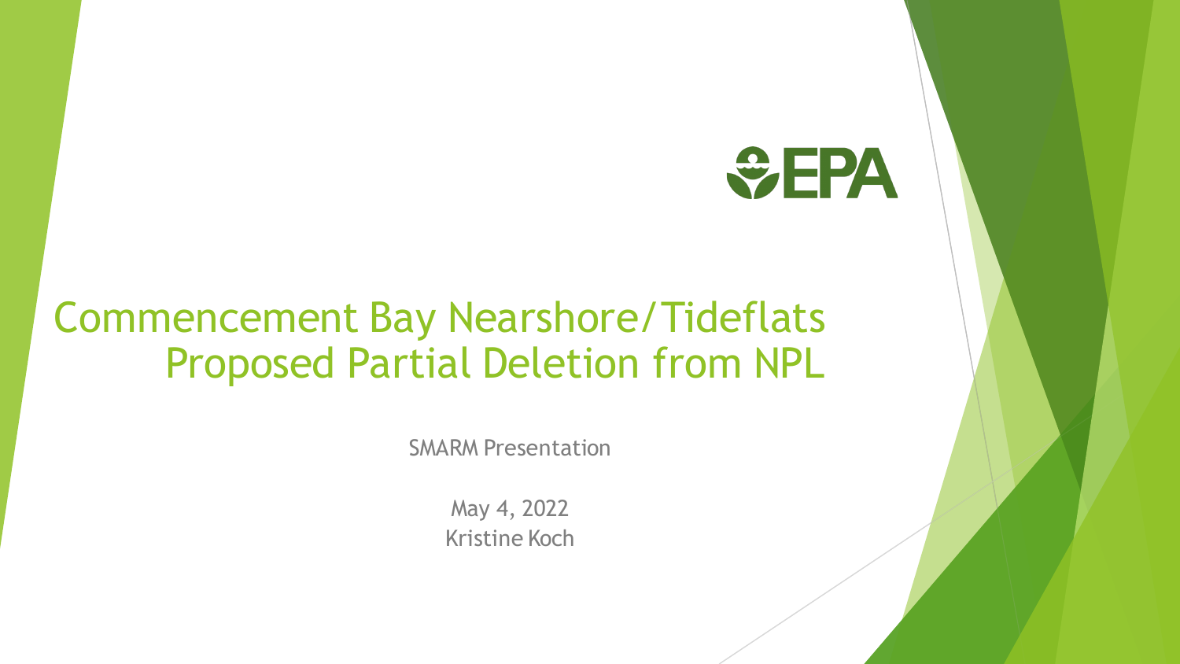EPA

# Commencement Bay Nearshore/Tideflats Proposed Partial Deletion from NPL

SMARM Presentation

May 4, 2022

Kristine Koch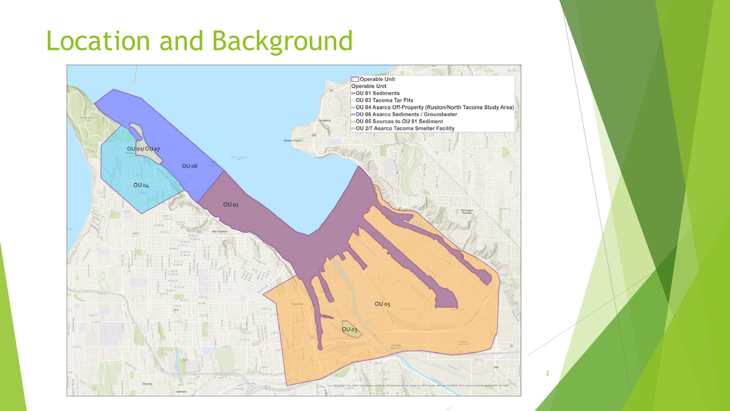# Location and Background

Operable Unit

Operable Unit

- OU 01 Sediments
- OU 03 Tacoma Tar Pits
- OU 04 Asarco Off-Property (Ruston/North Tacoma Study Area)
- OU 06 Asarco Sediments / Groundwater
- OU 05 Sources to OU 01 Sediment
- OU 2/7 Asarco Tacoma Smelter Facility

OU 02/OU 07

OU 06

OU 04

OU 01

OU 05

OU 03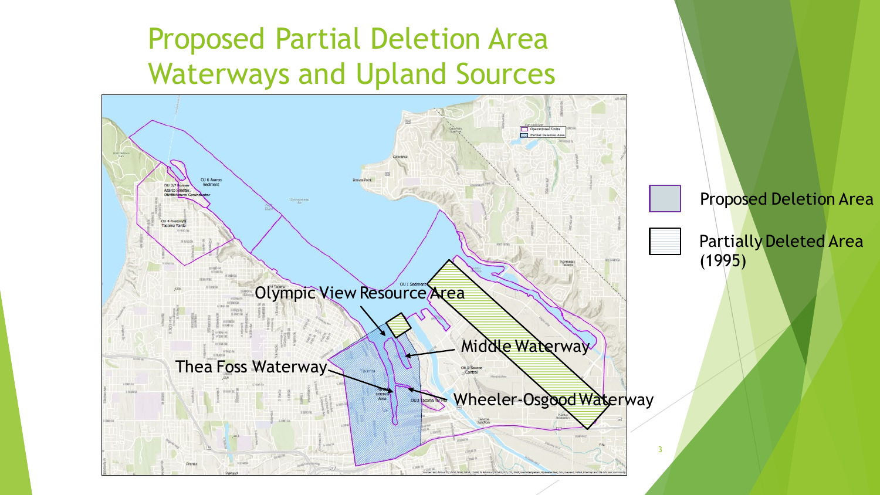# Proposed Partial Deletion Area Waterways and Upland Sources

Olympic View Resource Area

Middle Waterway

Thea Foss Waterway

Wheeler-Osgood Waterway

Proposed Deletion Area

Partially Deleted Area (1995)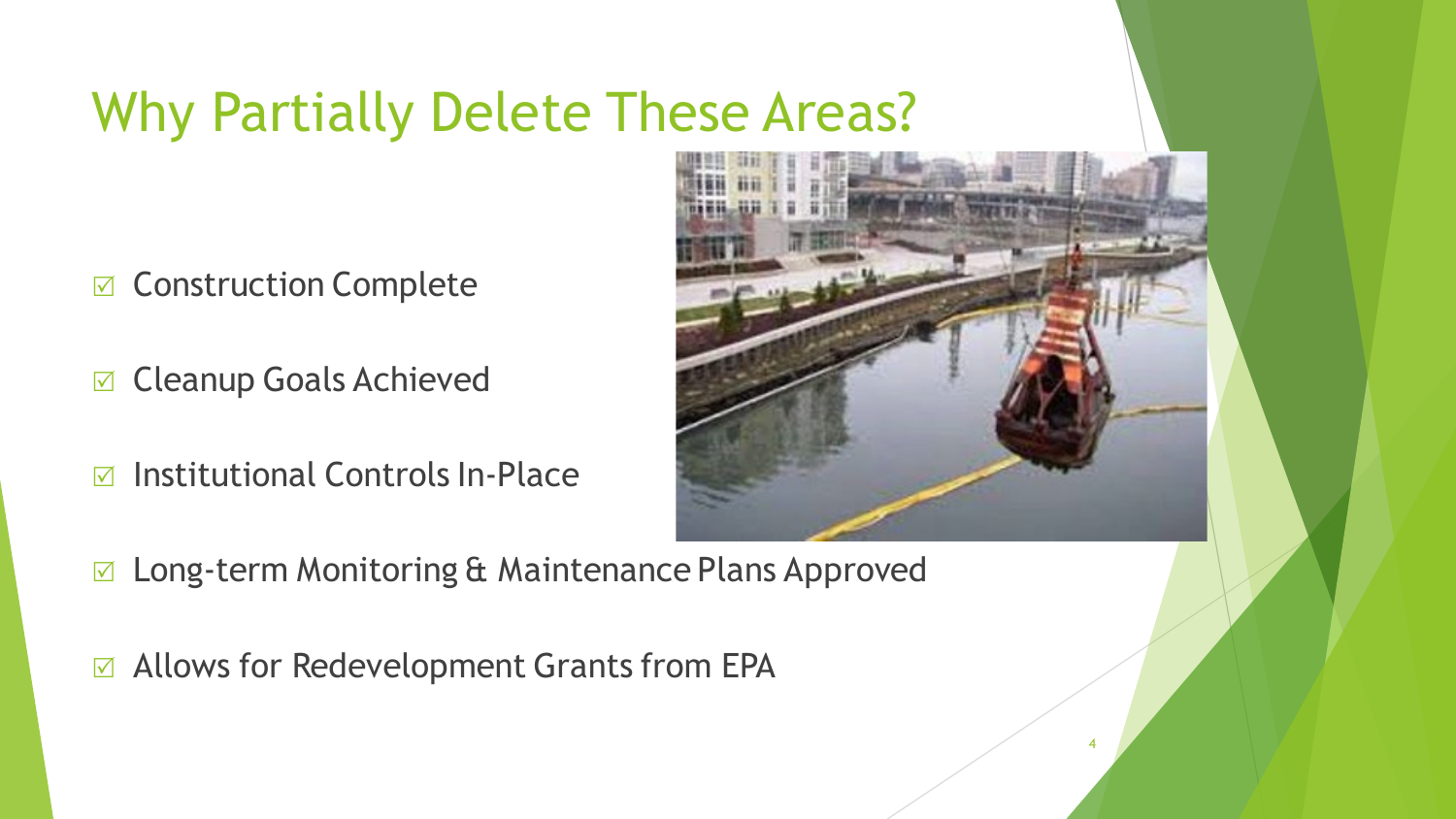# Why Partially Delete These Areas?

- ☑ Construction Complete
- ☑ Cleanup Goals Achieved
- ☑ Institutional Controls In-Place
- ☑ Long-term Monitoring & Maintenance Plans Approved
- ☑ Allows for Redevelopment Grants from EPA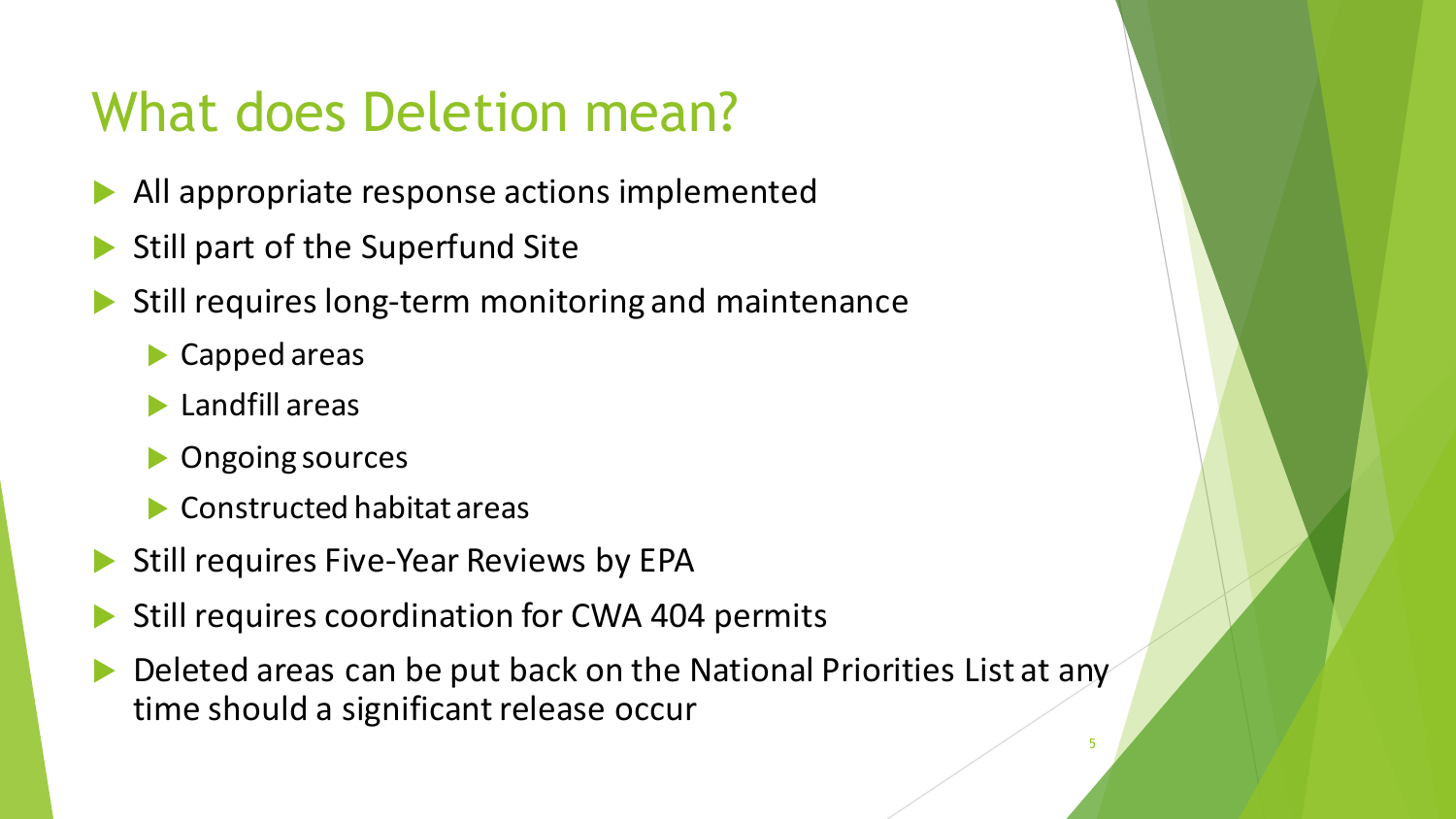# What does Deletion mean?

- All appropriate response actions implemented
- Still part of the Superfund Site
- Still requires long-term monitoring and maintenance
  - Capped areas
  - Landfill areas
  - Ongoing sources
  - Constructed habitat areas
- Still requires Five-Year Reviews by EPA
- Still requires coordination for CWA 404 permits
- Deleted areas can be put back on the National Priorities List at any time should a significant release occur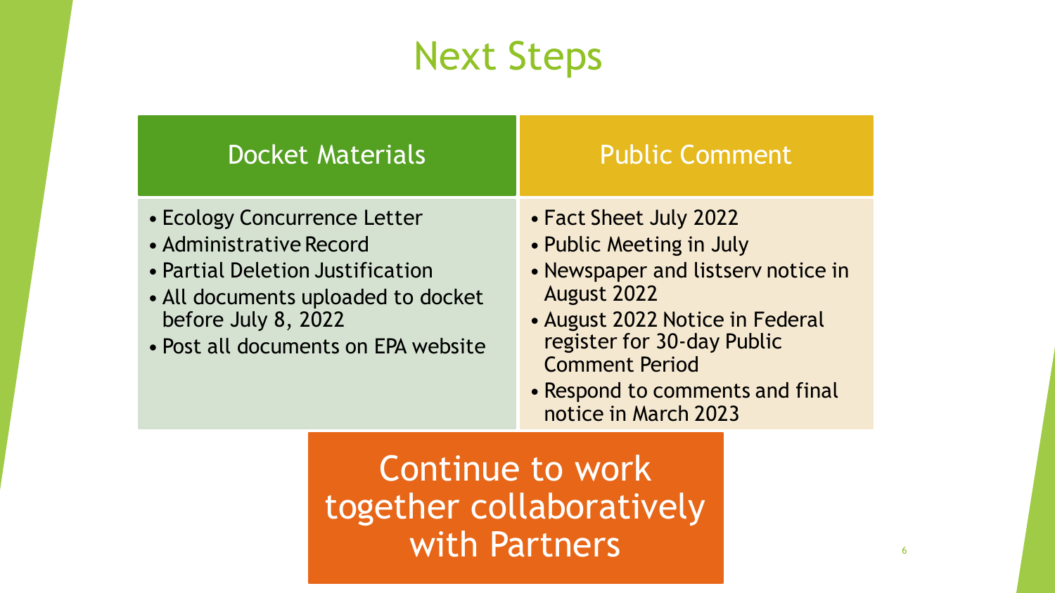# Next Steps

## Docket Materials

- Ecology Concurrence Letter
- Administrative Record
- Partial Deletion Justification
- All documents uploaded to docket before July 8, 2022
- Post all documents on EPA website

## Public Comment

- Fact Sheet July 2022
- Public Meeting in July
- Newspaper and listserv notice in August 2022
- August 2022 Notice in Federal register for 30-day Public Comment Period
- Respond to comments and final notice in March 2023

**Continue to work together collaboratively with Partners**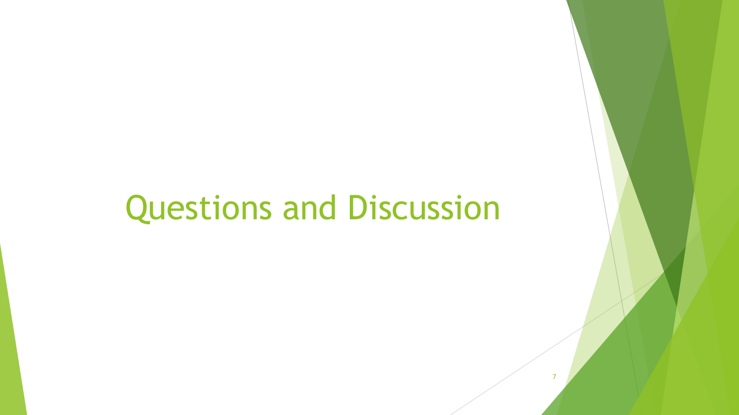# Questions and Discussion